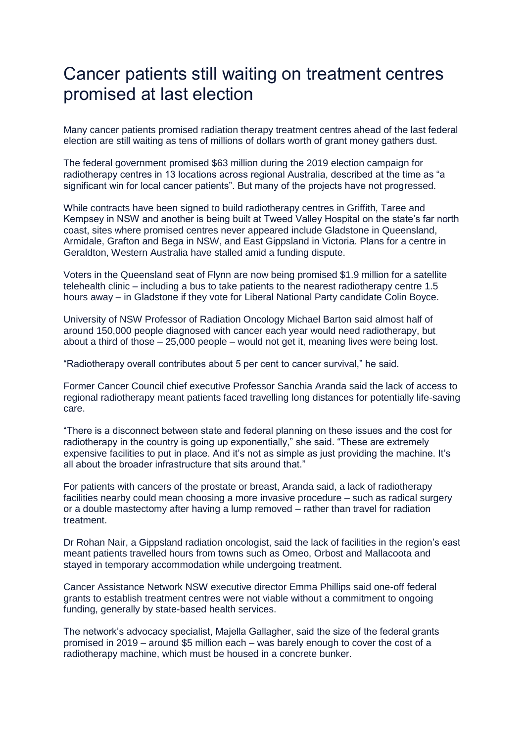# Cancer patients still waiting on treatment centres promised at last election

Many cancer patients promised radiation therapy treatment centres ahead of the last federal election are still waiting as tens of millions of dollars worth of grant money gathers dust.

The federal government promised $63 million during the 2019 election campaign for radiotherapy centres in 13 locations across regional Australia, described at the time as "a significant win for local cancer patients". But many of the projects have not progressed.

While contracts have been signed to build radiotherapy centres in Griffith, Taree and Kempsey in NSW and another is being built at Tweed Valley Hospital on the state's far north coast, sites where promised centres never appeared include Gladstone in Queensland, Armidale, Grafton and Bega in NSW, and East Gippsland in Victoria. Plans for a centre in Geraldton, Western Australia have stalled amid a funding dispute.

Voters in the Queensland seat of Flynn are now being promised $1.9 million for a satellite telehealth clinic – including a bus to take patients to the nearest radiotherapy centre 1.5 hours away – in Gladstone if they vote for Liberal National Party candidate Colin Boyce.

University of NSW Professor of Radiation Oncology Michael Barton said almost half of around 150,000 people diagnosed with cancer each year would need radiotherapy, but about a third of those – 25,000 people – would not get it, meaning lives were being lost.

"Radiotherapy overall contributes about 5 per cent to cancer survival," he said.

Former Cancer Council chief executive Professor Sanchia Aranda said the lack of access to regional radiotherapy meant patients faced travelling long distances for potentially life-saving care.

"There is a disconnect between state and federal planning on these issues and the cost for radiotherapy in the country is going up exponentially," she said. "These are extremely expensive facilities to put in place. And it's not as simple as just providing the machine. It's all about the broader infrastructure that sits around that."

For patients with cancers of the prostate or breast, Aranda said, a lack of radiotherapy facilities nearby could mean choosing a more invasive procedure – such as radical surgery or a double mastectomy after having a lump removed – rather than travel for radiation treatment.

Dr Rohan Nair, a Gippsland radiation oncologist, said the lack of facilities in the region's east meant patients travelled hours from towns such as Omeo, Orbost and Mallacoota and stayed in temporary accommodation while undergoing treatment.

Cancer Assistance Network NSW executive director Emma Phillips said one-off federal grants to establish treatment centres were not viable without a commitment to ongoing funding, generally by state-based health services.

The network's advocacy specialist, Majella Gallagher, said the size of the federal grants promised in 2019 – around $5 million each – was barely enough to cover the cost of a radiotherapy machine, which must be housed in a concrete bunker.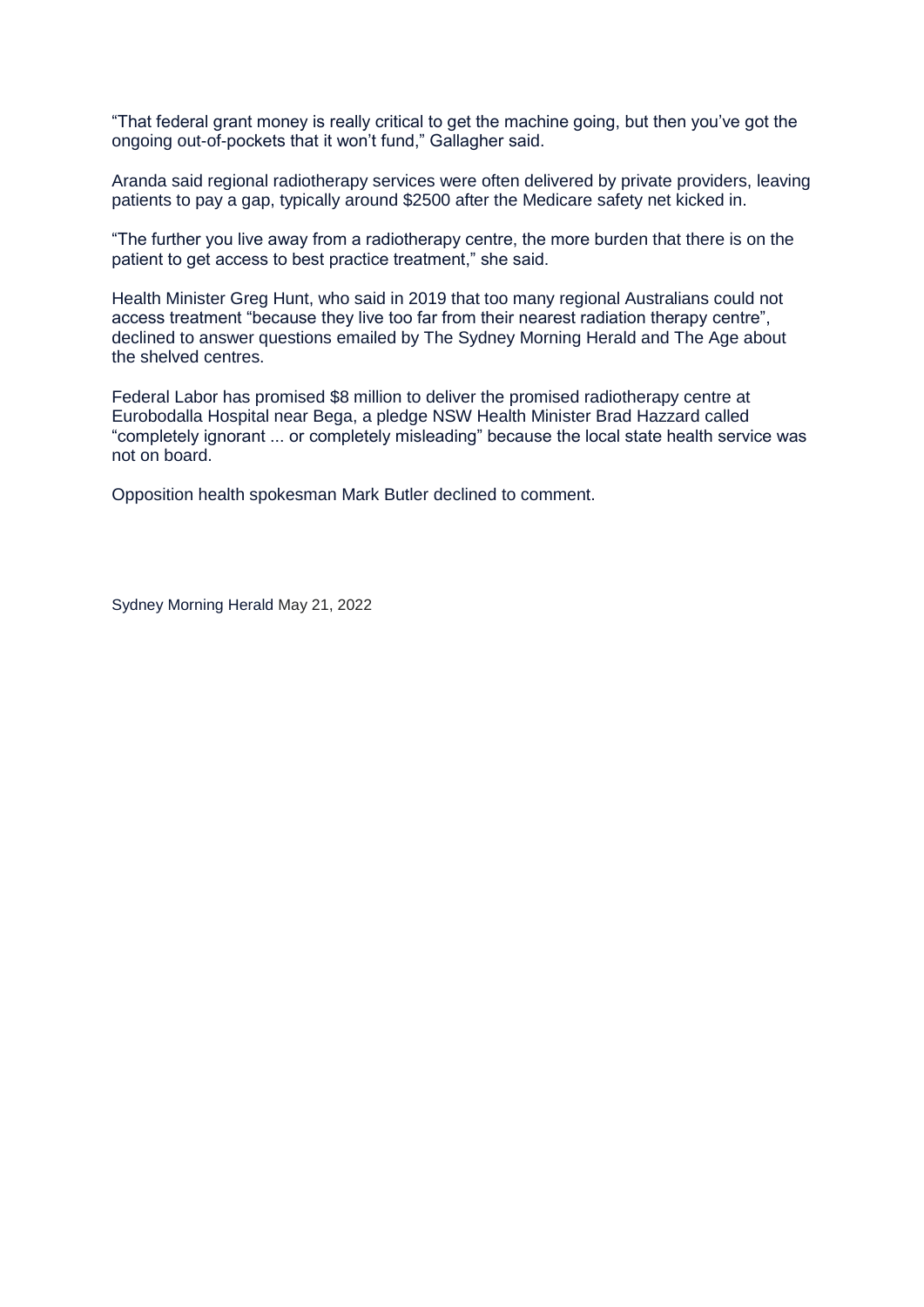"That federal grant money is really critical to get the machine going, but then you've got the ongoing out-of-pockets that it won't fund," Gallagher said.

Aranda said regional radiotherapy services were often delivered by private providers, leaving patients to pay a gap, typically around $2500 after the Medicare safety net kicked in.

"The further you live away from a radiotherapy centre, the more burden that there is on the patient to get access to best practice treatment," she said.

Health Minister Greg Hunt, who said in 2019 that too many regional Australians could not access treatment "because they live too far from their nearest radiation therapy centre", declined to answer questions emailed by The Sydney Morning Herald and The Age about the shelved centres.

Federal Labor has promised $8 million to deliver the promised radiotherapy centre at Eurobodalla Hospital near Bega, a pledge NSW Health Minister Brad Hazzard called "completely ignorant ... or completely misleading" because the local state health service was not on board.

Opposition health spokesman Mark Butler declined to comment.

Sydney Morning Herald May 21, 2022